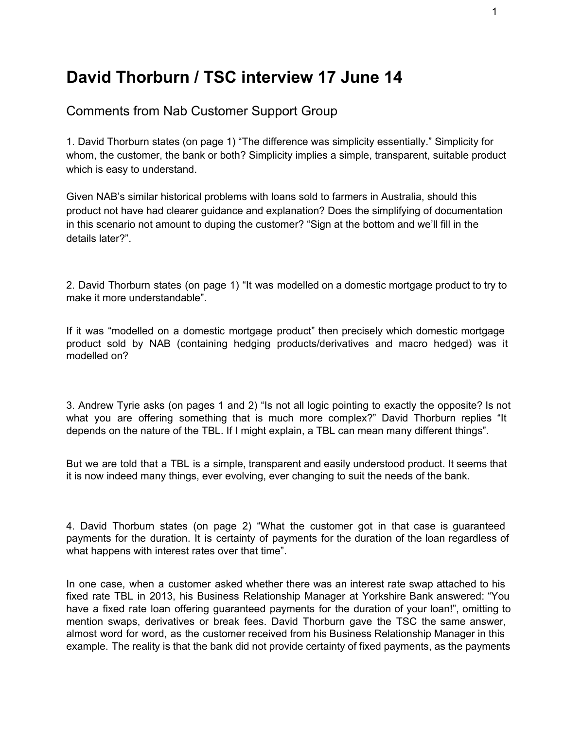# David Thorburn / TSC interview 17 June 14

## Comments from Nab Customer Support Group

1. David Thorburn states (on page 1) “The difference was simplicity essentially.” Simplicity for whom, the customer, the bank or both? Simplicity implies a simple, transparent, suitable product which is easy to understand.

Given NAB’s similar historical problems with loans sold to farmers in Australia, should this product not have had clearer guidance and explanation? Does the simplifying of documentation in this scenario not amount to duping the customer? “Sign at the bottom and we’ll fill in the details later?”.

2. David Thorburn states (on page 1) “It was modelled on a domestic mortgage product to try to make it more understandable”.

If it was “modelled on a domestic mortgage product” then precisely which domestic mortgage product sold by NAB (containing hedging products/derivatives and macro hedged) was it modelled on?

3. Andrew Tyrie asks (on pages 1 and 2) “Is not all logic pointing to exactly the opposite? Is not what you are offering something that is much more complex?” David Thorburn replies “It depends on the nature of the TBL. If I might explain, a TBL can mean many different things”.

But we are told that a TBL is a simple, transparent and easily understood product. It seems that it is now indeed many things, ever evolving, ever changing to suit the needs of the bank.

4. David Thorburn states (on page 2) “What the customer got in that case is guaranteed payments for the duration. It is certainty of payments for the duration of the loan regardless of what happens with interest rates over that time”.

In one case, when a customer asked whether there was an interest rate swap attached to his fixed rate TBL in 2013, his Business Relationship Manager at Yorkshire Bank answered: “You have a fixed rate loan offering guaranteed payments for the duration of your loan!”, omitting to mention swaps, derivatives or break fees. David Thorburn gave the TSC the same answer, almost word for word, as the customer received from his Business Relationship Manager in this example. The reality is that the bank did not provide certainty of fixed payments, as the payments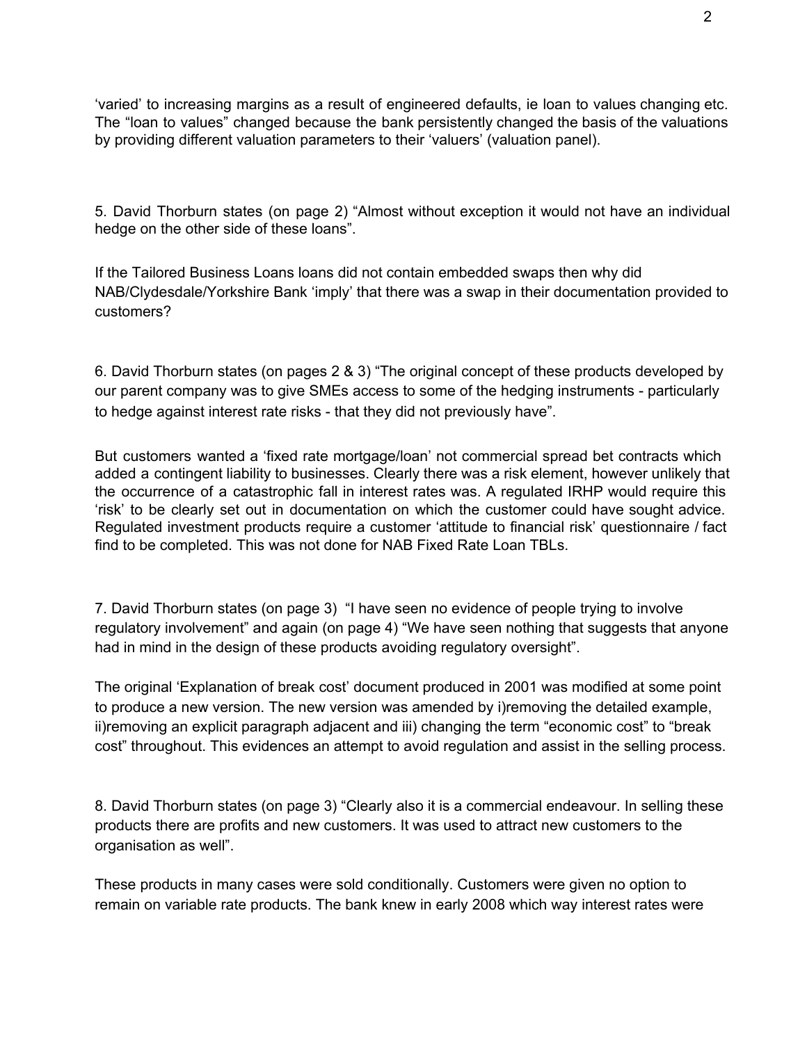'varied' to increasing margins as a result of engineered defaults, ie loan to values changing etc. The "loan to values" changed because the bank persistently changed the basis of the valuations by providing different valuation parameters to their 'valuers' (valuation panel).

5. David Thorburn states (on page 2) "Almost without exception it would not have an individual hedge on the other side of these loans".

If the Tailored Business Loans loans did not contain embedded swaps then why did NAB/Clydesdale/Yorkshire Bank 'imply' that there was a swap in their documentation provided to customers?

6. David Thorburn states (on pages 2 & 3) "The original concept of these products developed by our parent company was to give SMEs access to some of the hedging instruments - particularly to hedge against interest rate risks - that they did not previously have".

But customers wanted a 'fixed rate mortgage/loan' not commercial spread bet contracts which added a contingent liability to businesses. Clearly there was a risk element, however unlikely that the occurrence of a catastrophic fall in interest rates was. A regulated IRHP would require this 'risk' to be clearly set out in documentation on which the customer could have sought advice. Regulated investment products require a customer 'attitude to financial risk' questionnaire / fact find to be completed. This was not done for NAB Fixed Rate Loan TBLs.

7. David Thorburn states (on page 3) "I have seen no evidence of people trying to involve regulatory involvement" and again (on page 4) "We have seen nothing that suggests that anyone had in mind in the design of these products avoiding regulatory oversight".

The original 'Explanation of break cost' document produced in 2001 was modified at some point to produce a new version. The new version was amended by i)removing the detailed example, ii)removing an explicit paragraph adjacent and iii) changing the term "economic cost" to "break cost" throughout. This evidences an attempt to avoid regulation and assist in the selling process.

8. David Thorburn states (on page 3) "Clearly also it is a commercial endeavour. In selling these products there are profits and new customers. It was used to attract new customers to the organisation as well".

These products in many cases were sold conditionally. Customers were given no option to remain on variable rate products. The bank knew in early 2008 which way interest rates were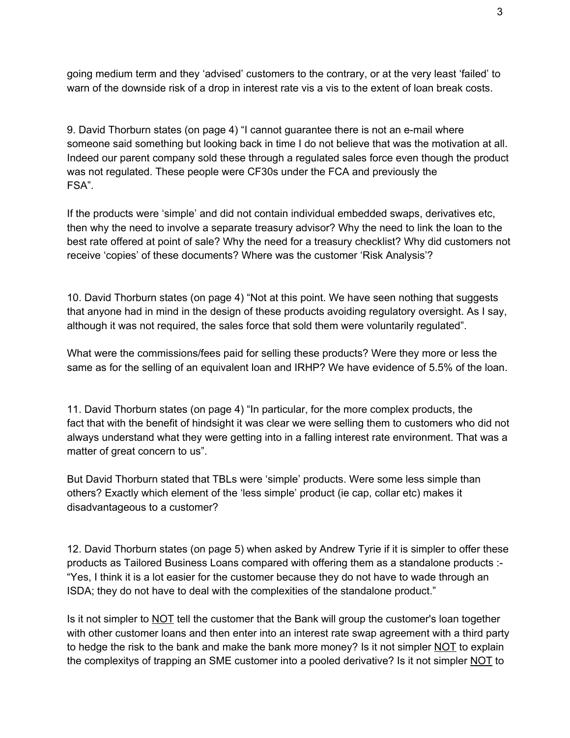going medium term and they 'advised' customers to the contrary, or at the very least 'failed' to warn of the downside risk of a drop in interest rate vis a vis to the extent of loan break costs.

9. David Thorburn states (on page 4) "I cannot guarantee there is not an e-mail where someone said something but looking back in time I do not believe that was the motivation at all. Indeed our parent company sold these through a regulated sales force even though the product was not regulated. These people were CF30s under the FCA and previously the FSA".

If the products were 'simple' and did not contain individual embedded swaps, derivatives etc, then why the need to involve a separate treasury advisor? Why the need to link the loan to the best rate offered at point of sale? Why the need for a treasury checklist? Why did customers not receive 'copies' of these documents? Where was the customer 'Risk Analysis'?

10. David Thorburn states (on page 4) "Not at this point. We have seen nothing that suggests that anyone had in mind in the design of these products avoiding regulatory oversight. As I say, although it was not required, the sales force that sold them were voluntarily regulated".

What were the commissions/fees paid for selling these products? Were they more or less the same as for the selling of an equivalent loan and IRHP? We have evidence of 5.5% of the loan.

11. David Thorburn states (on page 4) "In particular, for the more complex products, the fact that with the benefit of hindsight it was clear we were selling them to customers who did not always understand what they were getting into in a falling interest rate environment. That was a matter of great concern to us".

But David Thorburn stated that TBLs were 'simple' products. Were some less simple than others? Exactly which element of the 'less simple' product (ie cap, collar etc) makes it disadvantageous to a customer?

12. David Thorburn states (on page 5) when asked by Andrew Tyrie if it is simpler to offer these products as Tailored Business Loans compared with offering them as a standalone products :- "Yes, I think it is a lot easier for the customer because they do not have to wade through an ISDA; they do not have to deal with the complexities of the standalone product."

Is it not simpler to <u>NOT</u> tell the customer that the Bank will group the customer's loan together with other customer loans and then enter into an interest rate swap agreement with a third party to hedge the risk to the bank and make the bank more money? Is it not simpler <u>NOT</u> to explain the complexitys of trapping an SME customer into a pooled derivative? Is it not simpler <u>NOT</u> to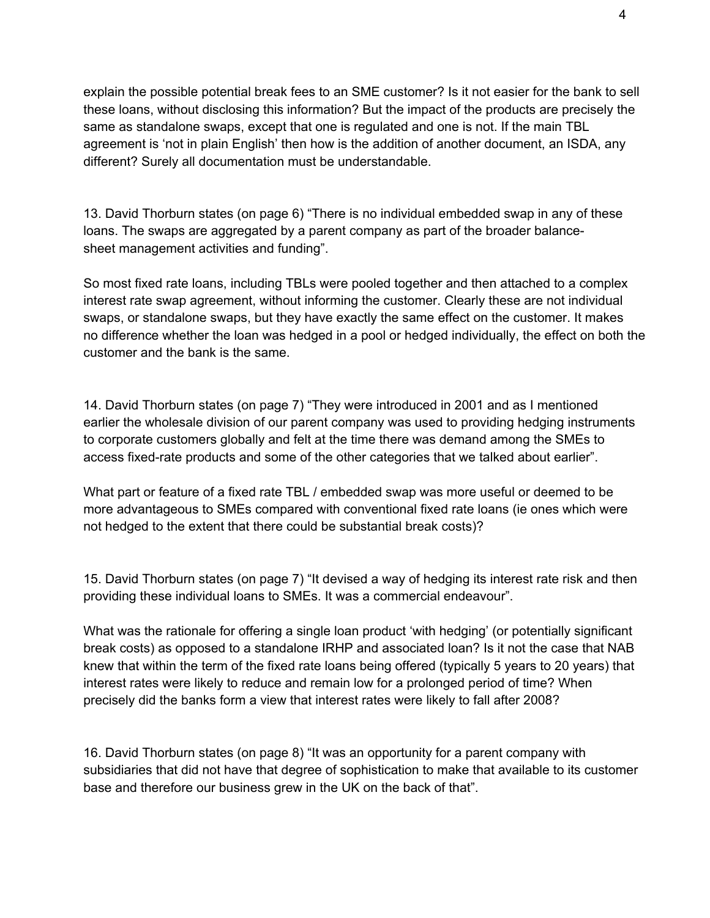explain the possible potential break fees to an SME customer? Is it not easier for the bank to sell these loans, without disclosing this information? But the impact of the products are precisely the same as standalone swaps, except that one is regulated and one is not. If the main TBL agreement is 'not in plain English' then how is the addition of another document, an ISDA, any different? Surely all documentation must be understandable.

13. David Thorburn states (on page 6) "There is no individual embedded swap in any of these loans. The swaps are aggregated by a parent company as part of the broader balance-sheet management activities and funding".

So most fixed rate loans, including TBLs were pooled together and then attached to a complex interest rate swap agreement, without informing the customer. Clearly these are not individual swaps, or standalone swaps, but they have exactly the same effect on the customer. It makes no difference whether the loan was hedged in a pool or hedged individually, the effect on both the customer and the bank is the same.

14. David Thorburn states (on page 7) "They were introduced in 2001 and as I mentioned earlier the wholesale division of our parent company was used to providing hedging instruments to corporate customers globally and felt at the time there was demand among the SMEs to access fixed-rate products and some of the other categories that we talked about earlier".

What part or feature of a fixed rate TBL / embedded swap was more useful or deemed to be more advantageous to SMEs compared with conventional fixed rate loans (ie ones which were not hedged to the extent that there could be substantial break costs)?

15. David Thorburn states (on page 7) "It devised a way of hedging its interest rate risk and then providing these individual loans to SMEs. It was a commercial endeavour".

What was the rationale for offering a single loan product 'with hedging' (or potentially significant break costs) as opposed to a standalone IRHP and associated loan? Is it not the case that NAB knew that within the term of the fixed rate loans being offered (typically 5 years to 20 years) that interest rates were likely to reduce and remain low for a prolonged period of time? When precisely did the banks form a view that interest rates were likely to fall after 2008?

16. David Thorburn states (on page 8) "It was an opportunity for a parent company with subsidiaries that did not have that degree of sophistication to make that available to its customer base and therefore our business grew in the UK on the back of that".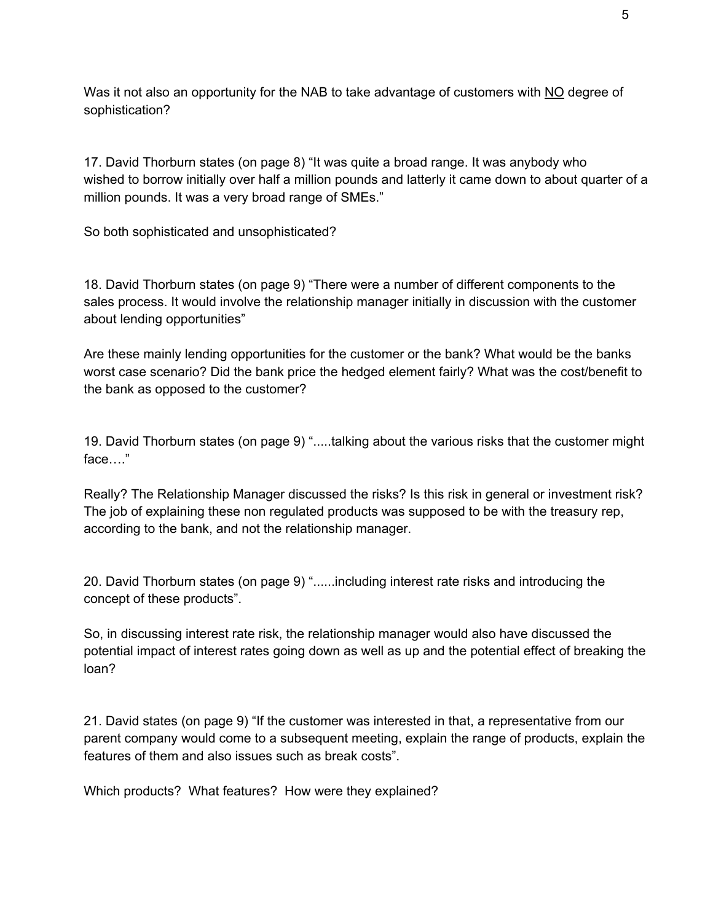Was it not also an opportunity for the NAB to take advantage of customers with <u>NO</u> degree of sophistication?

17. David Thorburn states (on page 8) “It was quite a broad range. It was anybody who wished to borrow initially over half a million pounds and latterly it came down to about quarter of a million pounds. It was a very broad range of SMEs.”

So both sophisticated and unsophisticated?

18. David Thorburn states (on page 9) “There were a number of different components to the sales process. It would involve the relationship manager initially in discussion with the customer about lending opportunities”

Are these mainly lending opportunities for the customer or the bank? What would be the banks worst case scenario? Did the bank price the hedged element fairly? What was the cost/benefit to the bank as opposed to the customer?

19. David Thorburn states (on page 9) “.....talking about the various risks that the customer might face….”

Really? The Relationship Manager discussed the risks? Is this risk in general or investment risk? The job of explaining these non regulated products was supposed to be with the treasury rep, according to the bank, and not the relationship manager.

20. David Thorburn states (on page 9) “......including interest rate risks and introducing the concept of these products”.

So, in discussing interest rate risk, the relationship manager would also have discussed the potential impact of interest rates going down as well as up and the potential effect of breaking the loan?

21. David states (on page 9) “If the customer was interested in that, a representative from our parent company would come to a subsequent meeting, explain the range of products, explain the features of them and also issues such as break costs”.

Which products? What features? How were they explained?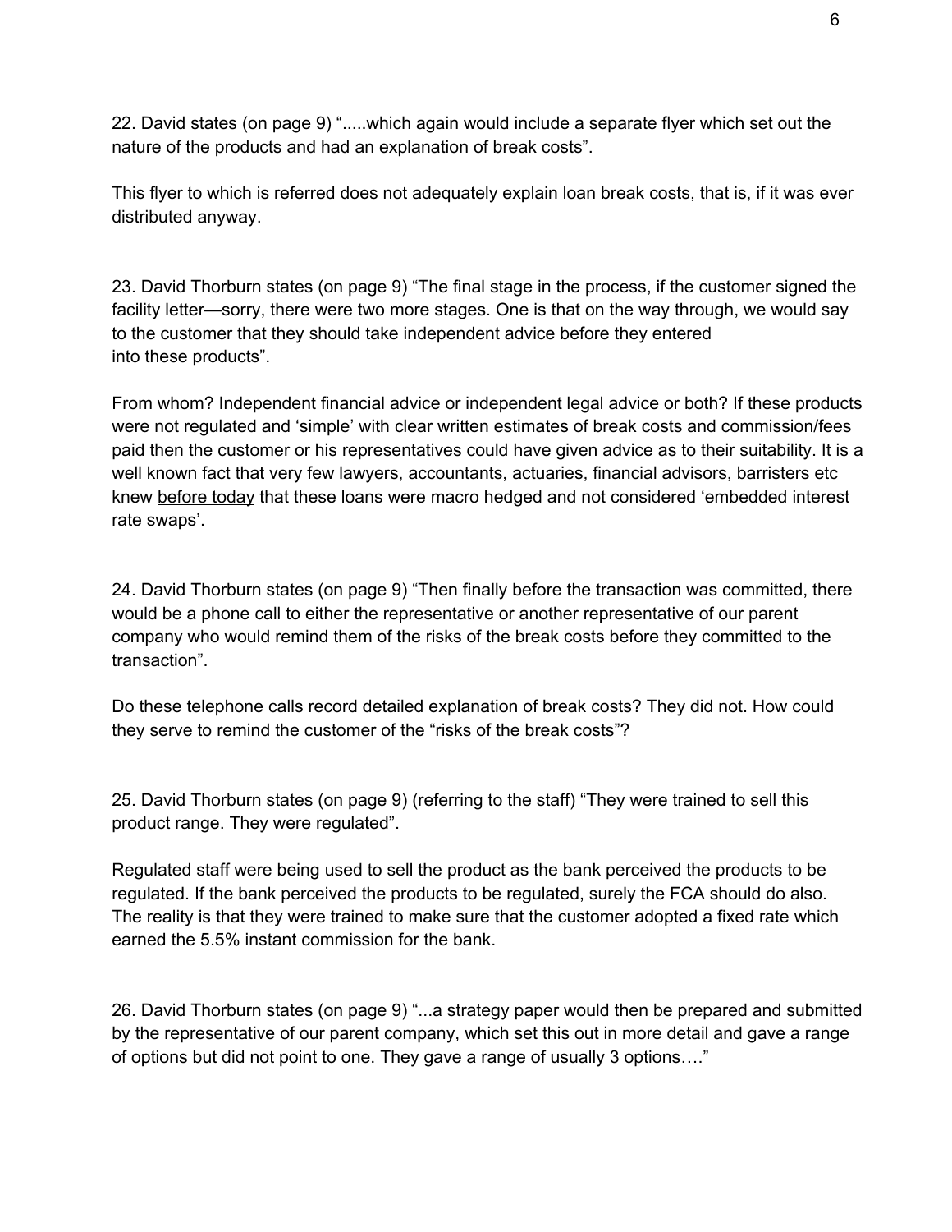22. David states (on page 9) ".....which again would include a separate flyer which set out the nature of the products and had an explanation of break costs".

This flyer to which is referred does not adequately explain loan break costs, that is, if it was ever distributed anyway.

23. David Thorburn states (on page 9) "The final stage in the process, if the customer signed the facility letter—sorry, there were two more stages. One is that on the way through, we would say to the customer that they should take independent advice before they entered into these products".

From whom? Independent financial advice or independent legal advice or both? If these products were not regulated and 'simple' with clear written estimates of break costs and commission/fees paid then the customer or his representatives could have given advice as to their suitability. It is a well known fact that very few lawyers, accountants, actuaries, financial advisors, barristers etc knew <u>before today</u> that these loans were macro hedged and not considered 'embedded interest rate swaps'.

24. David Thorburn states (on page 9) "Then finally before the transaction was committed, there would be a phone call to either the representative or another representative of our parent company who would remind them of the risks of the break costs before they committed to the transaction".

Do these telephone calls record detailed explanation of break costs? They did not. How could they serve to remind the customer of the "risks of the break costs"?

25. David Thorburn states (on page 9) (referring to the staff) "They were trained to sell this product range. They were regulated".

Regulated staff were being used to sell the product as the bank perceived the products to be regulated. If the bank perceived the products to be regulated, surely the FCA should do also. The reality is that they were trained to make sure that the customer adopted a fixed rate which earned the 5.5% instant commission for the bank.

26. David Thorburn states (on page 9) "...a strategy paper would then be prepared and submitted by the representative of our parent company, which set this out in more detail and gave a range of options but did not point to one. They gave a range of usually 3 options…."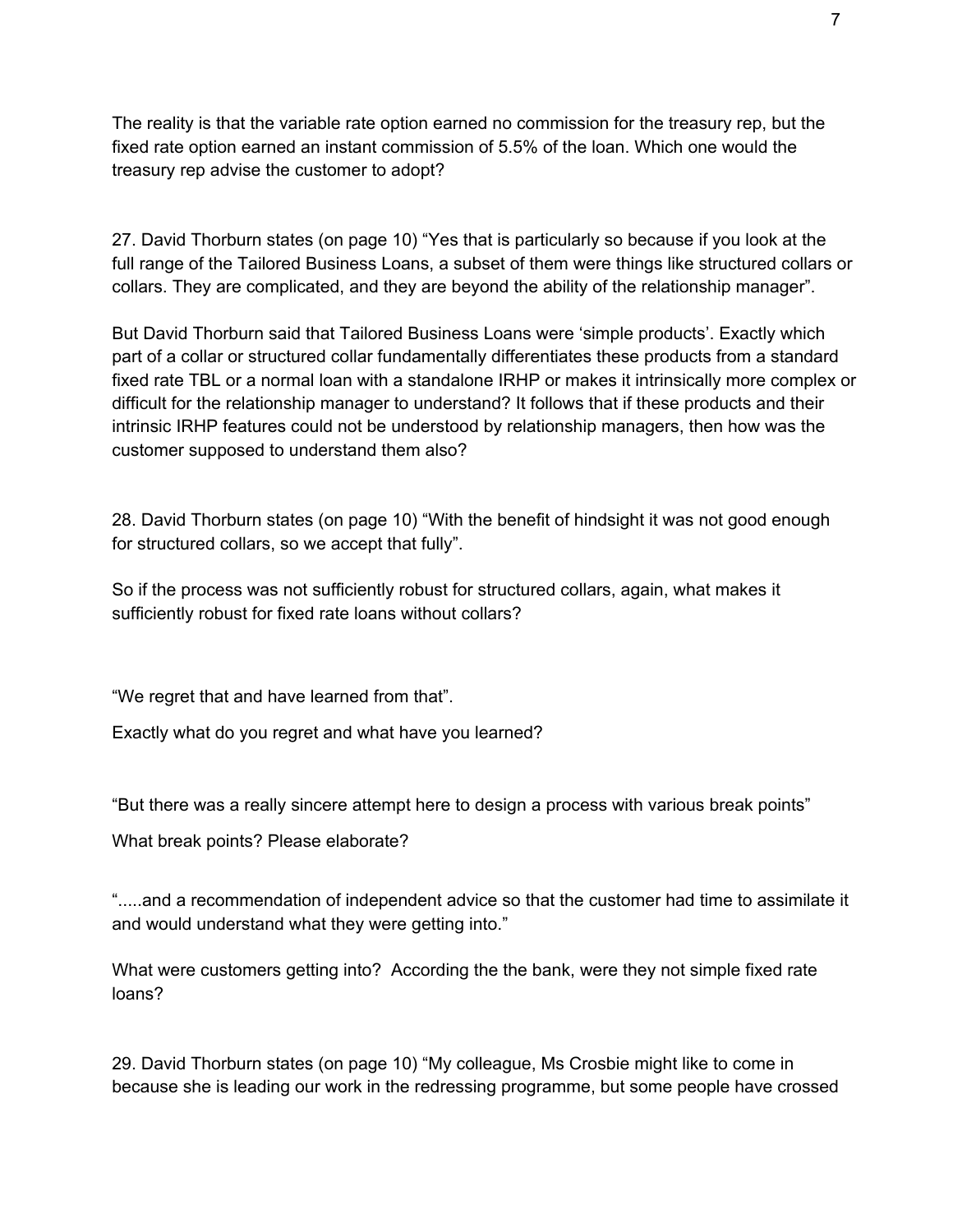The reality is that the variable rate option earned no commission for the treasury rep, but the fixed rate option earned an instant commission of 5.5% of the loan. Which one would the treasury rep advise the customer to adopt?

27. David Thorburn states (on page 10) “Yes that is particularly so because if you look at the full range of the Tailored Business Loans, a subset of them were things like structured collars or collars. They are complicated, and they are beyond the ability of the relationship manager”.

But David Thorburn said that Tailored Business Loans were ‘simple products’. Exactly which part of a collar or structured collar fundamentally differentiates these products from a standard fixed rate TBL or a normal loan with a standalone IRHP or makes it intrinsically more complex or difficult for the relationship manager to understand? It follows that if these products and their intrinsic IRHP features could not be understood by relationship managers, then how was the customer supposed to understand them also?

28. David Thorburn states (on page 10) “With the benefit of hindsight it was not good enough for structured collars, so we accept that fully”.

So if the process was not sufficiently robust for structured collars, again, what makes it sufficiently robust for fixed rate loans without collars?

“We regret that and have learned from that”.

Exactly what do you regret and what have you learned?

“But there was a really sincere attempt here to design a process with various break points”

What break points? Please elaborate?

“.....and a recommendation of independent advice so that the customer had time to assimilate it and would understand what they were getting into.”

What were customers getting into? According the the bank, were they not simple fixed rate loans?

29. David Thorburn states (on page 10) “My colleague, Ms Crosbie might like to come in because she is leading our work in the redressing programme, but some people have crossed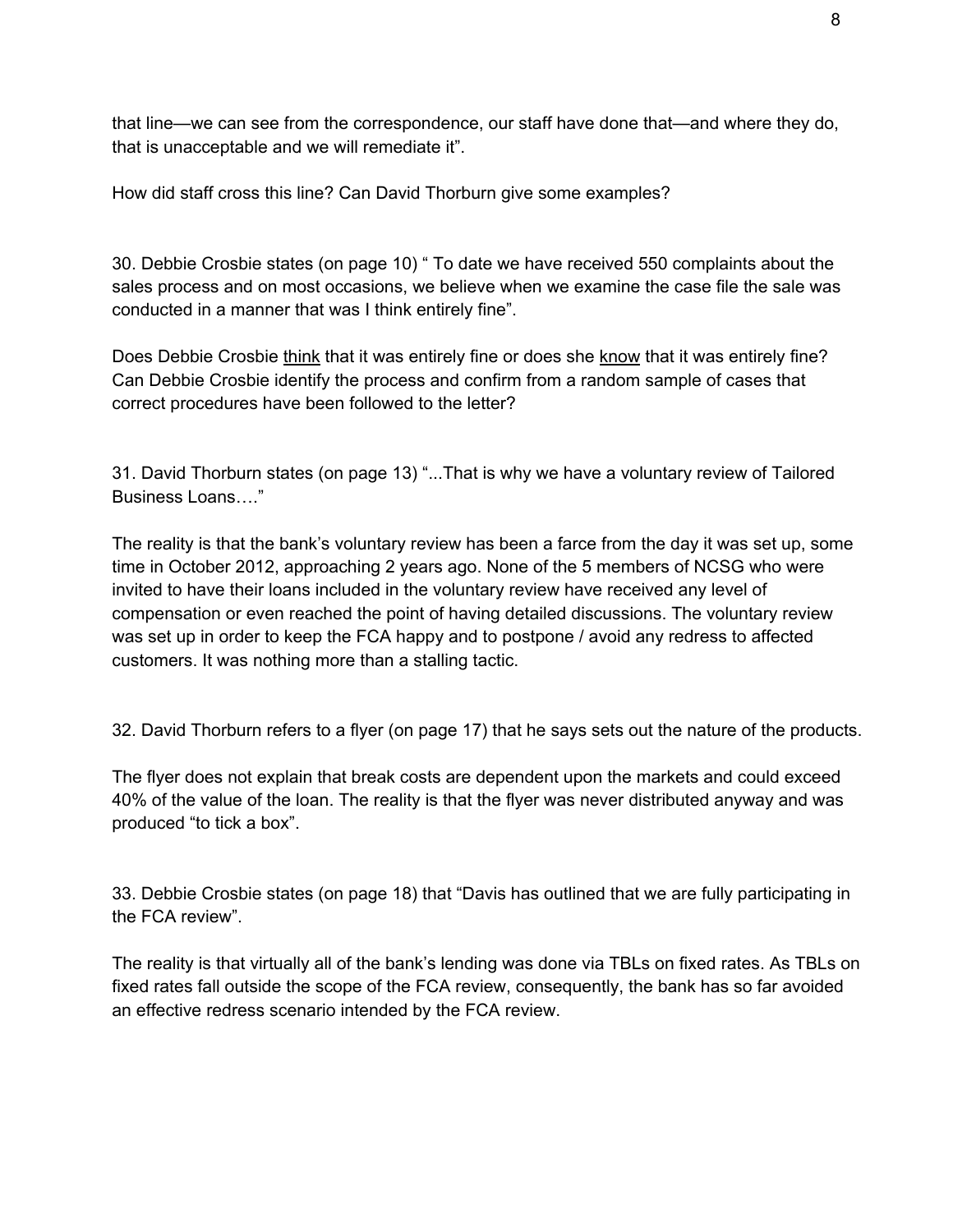that line—we can see from the correspondence, our staff have done that—and where they do, that is unacceptable and we will remediate it".

How did staff cross this line? Can David Thorburn give some examples?

30. Debbie Crosbie states (on page 10) " To date we have received 550 complaints about the sales process and on most occasions, we believe when we examine the case file the sale was conducted in a manner that was I think entirely fine".

Does Debbie Crosbie <u>think</u> that it was entirely fine or does she <u>know</u> that it was entirely fine? Can Debbie Crosbie identify the process and confirm from a random sample of cases that correct procedures have been followed to the letter?

31. David Thorburn states (on page 13) "...That is why we have a voluntary review of Tailored Business Loans…."

The reality is that the bank's voluntary review has been a farce from the day it was set up, some time in October 2012, approaching 2 years ago. None of the 5 members of NCSG who were invited to have their loans included in the voluntary review have received any level of compensation or even reached the point of having detailed discussions. The voluntary review was set up in order to keep the FCA happy and to postpone / avoid any redress to affected customers. It was nothing more than a stalling tactic.

32. David Thorburn refers to a flyer (on page 17) that he says sets out the nature of the products.

The flyer does not explain that break costs are dependent upon the markets and could exceed 40% of the value of the loan. The reality is that the flyer was never distributed anyway and was produced "to tick a box".

33. Debbie Crosbie states (on page 18) that "Davis has outlined that we are fully participating in the FCA review".

The reality is that virtually all of the bank's lending was done via TBLs on fixed rates. As TBLs on fixed rates fall outside the scope of the FCA review, consequently, the bank has so far avoided an effective redress scenario intended by the FCA review.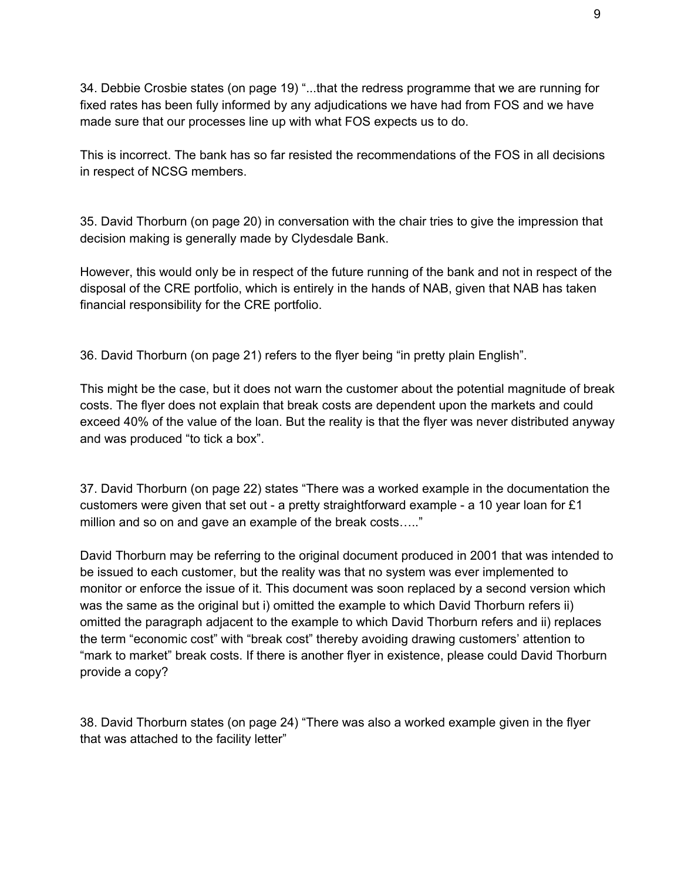34. Debbie Crosbie states (on page 19) "...that the redress programme that we are running for fixed rates has been fully informed by any adjudications we have had from FOS and we have made sure that our processes line up with what FOS expects us to do.

This is incorrect. The bank has so far resisted the recommendations of the FOS in all decisions in respect of NCSG members.

35. David Thorburn (on page 20) in conversation with the chair tries to give the impression that decision making is generally made by Clydesdale Bank.

However, this would only be in respect of the future running of the bank and not in respect of the disposal of the CRE portfolio, which is entirely in the hands of NAB, given that NAB has taken financial responsibility for the CRE portfolio.

36. David Thorburn (on page 21) refers to the flyer being "in pretty plain English".

This might be the case, but it does not warn the customer about the potential magnitude of break costs. The flyer does not explain that break costs are dependent upon the markets and could exceed 40% of the value of the loan. But the reality is that the flyer was never distributed anyway and was produced "to tick a box".

37. David Thorburn (on page 22) states "There was a worked example in the documentation the customers were given that set out - a pretty straightforward example - a 10 year loan for £1 million and so on and gave an example of the break costs….."

David Thorburn may be referring to the original document produced in 2001 that was intended to be issued to each customer, but the reality was that no system was ever implemented to monitor or enforce the issue of it. This document was soon replaced by a second version which was the same as the original but i) omitted the example to which David Thorburn refers ii) omitted the paragraph adjacent to the example to which David Thorburn refers and ii) replaces the term "economic cost" with "break cost" thereby avoiding drawing customers' attention to "mark to market" break costs. If there is another flyer in existence, please could David Thorburn provide a copy?

38. David Thorburn states (on page 24) "There was also a worked example given in the flyer that was attached to the facility letter"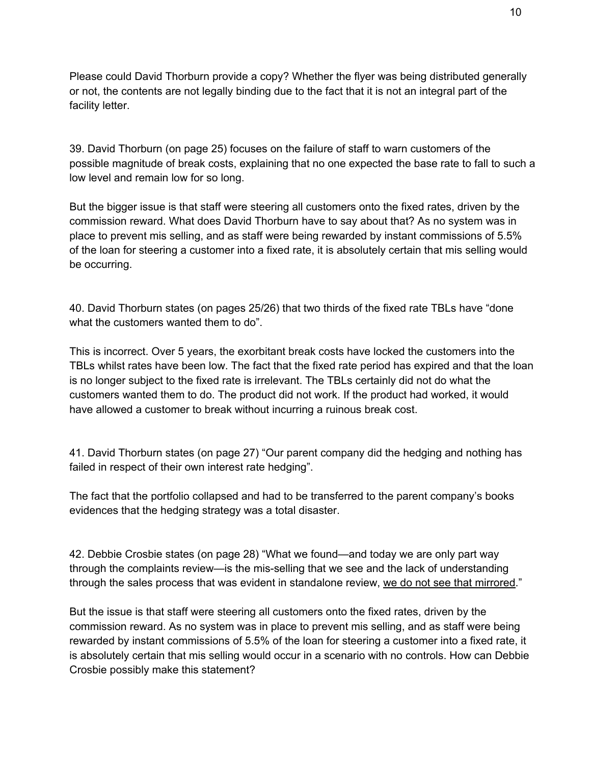Please could David Thorburn provide a copy? Whether the flyer was being distributed generally or not, the contents are not legally binding due to the fact that it is not an integral part of the facility letter.

39. David Thorburn (on page 25) focuses on the failure of staff to warn customers of the possible magnitude of break costs, explaining that no one expected the base rate to fall to such a low level and remain low for so long.

But the bigger issue is that staff were steering all customers onto the fixed rates, driven by the commission reward. What does David Thorburn have to say about that? As no system was in place to prevent mis selling, and as staff were being rewarded by instant commissions of 5.5% of the loan for steering a customer into a fixed rate, it is absolutely certain that mis selling would be occurring.

40. David Thorburn states (on pages 25/26) that two thirds of the fixed rate TBLs have "done what the customers wanted them to do".

This is incorrect. Over 5 years, the exorbitant break costs have locked the customers into the TBLs whilst rates have been low. The fact that the fixed rate period has expired and that the loan is no longer subject to the fixed rate is irrelevant. The TBLs certainly did not do what the customers wanted them to do. The product did not work. If the product had worked, it would have allowed a customer to break without incurring a ruinous break cost.

41. David Thorburn states (on page 27) "Our parent company did the hedging and nothing has failed in respect of their own interest rate hedging".

The fact that the portfolio collapsed and had to be transferred to the parent company's books evidences that the hedging strategy was a total disaster.

42. Debbie Crosbie states (on page 28) "What we found—and today we are only part way through the complaints review—is the mis-selling that we see and the lack of understanding through the sales process that was evident in standalone review, <u>we do not see that mirrored</u>."

But the issue is that staff were steering all customers onto the fixed rates, driven by the commission reward. As no system was in place to prevent mis selling, and as staff were being rewarded by instant commissions of 5.5% of the loan for steering a customer into a fixed rate, it is absolutely certain that mis selling would occur in a scenario with no controls. How can Debbie Crosbie possibly make this statement?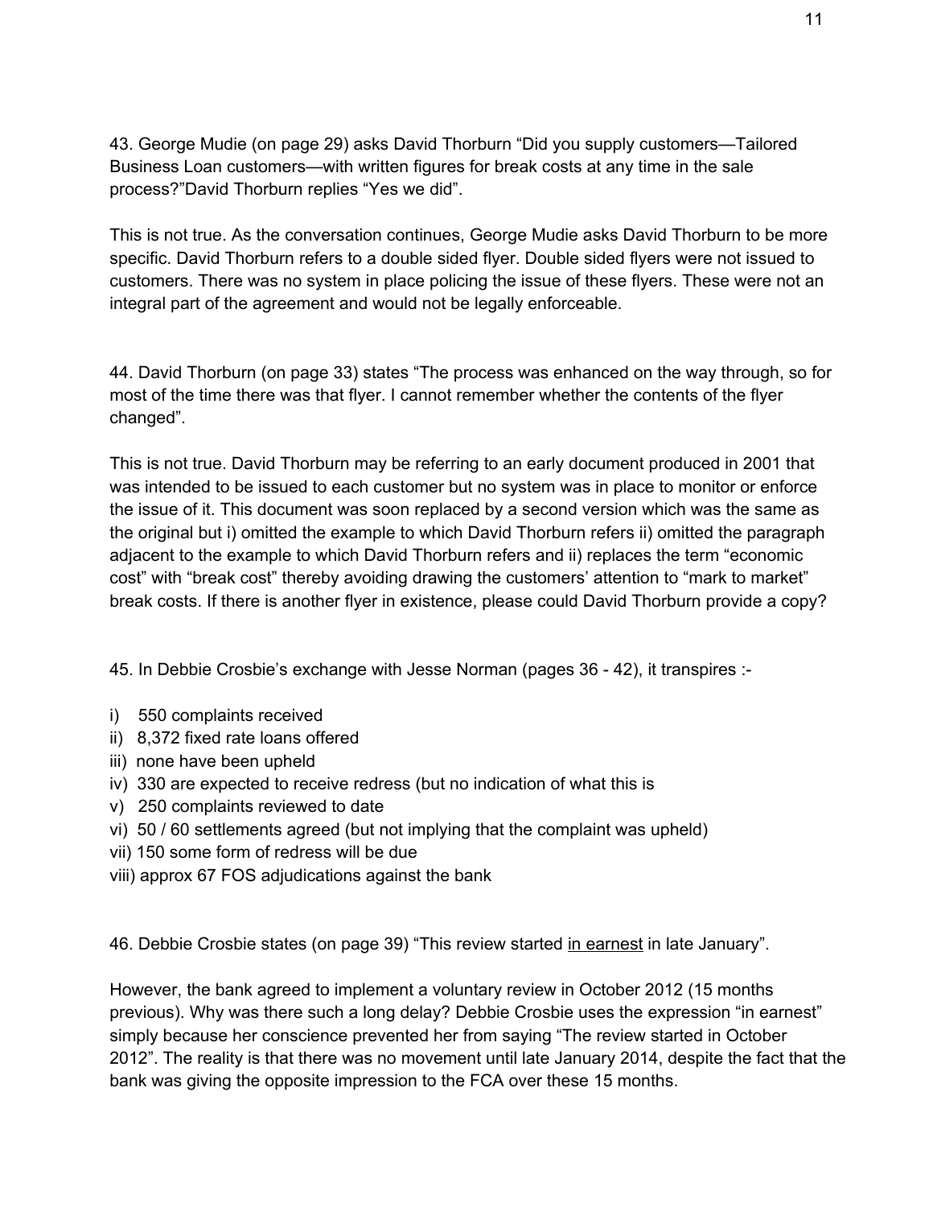43. George Mudie (on page 29) asks David Thorburn “Did you supply customers—Tailored Business Loan customers—with written figures for break costs at any time in the sale process?”David Thorburn replies “Yes we did”.

This is not true. As the conversation continues, George Mudie asks David Thorburn to be more specific. David Thorburn refers to a double sided flyer. Double sided flyers were not issued to customers. There was no system in place policing the issue of these flyers. These were not an integral part of the agreement and would not be legally enforceable.

44. David Thorburn (on page 33) states “The process was enhanced on the way through, so for most of the time there was that flyer. I cannot remember whether the contents of the flyer changed”.

This is not true. David Thorburn may be referring to an early document produced in 2001 that was intended to be issued to each customer but no system was in place to monitor or enforce the issue of it. This document was soon replaced by a second version which was the same as the original but i) omitted the example to which David Thorburn refers ii) omitted the paragraph adjacent to the example to which David Thorburn refers and ii) replaces the term “economic cost” with “break cost” thereby avoiding drawing the customers’ attention to “mark to market” break costs. If there is another flyer in existence, please could David Thorburn provide a copy?

45. In Debbie Crosbie’s exchange with Jesse Norman (pages 36 - 42), it transpires :-

i) 550 complaints received
ii) 8,372 fixed rate loans offered
iii) none have been upheld
iv) 330 are expected to receive redress (but no indication of what this is
v) 250 complaints reviewed to date
vi) 50 / 60 settlements agreed (but not implying that the complaint was upheld)
vii) 150 some form of redress will be due
viii) approx 67 FOS adjudications against the bank

46. Debbie Crosbie states (on page 39) “This review started <u>in earnest</u> in late January”.

However, the bank agreed to implement a voluntary review in October 2012 (15 months previous). Why was there such a long delay? Debbie Crosbie uses the expression “in earnest” simply because her conscience prevented her from saying “The review started in October 2012”. The reality is that there was no movement until late January 2014, despite the fact that the bank was giving the opposite impression to the FCA over these 15 months.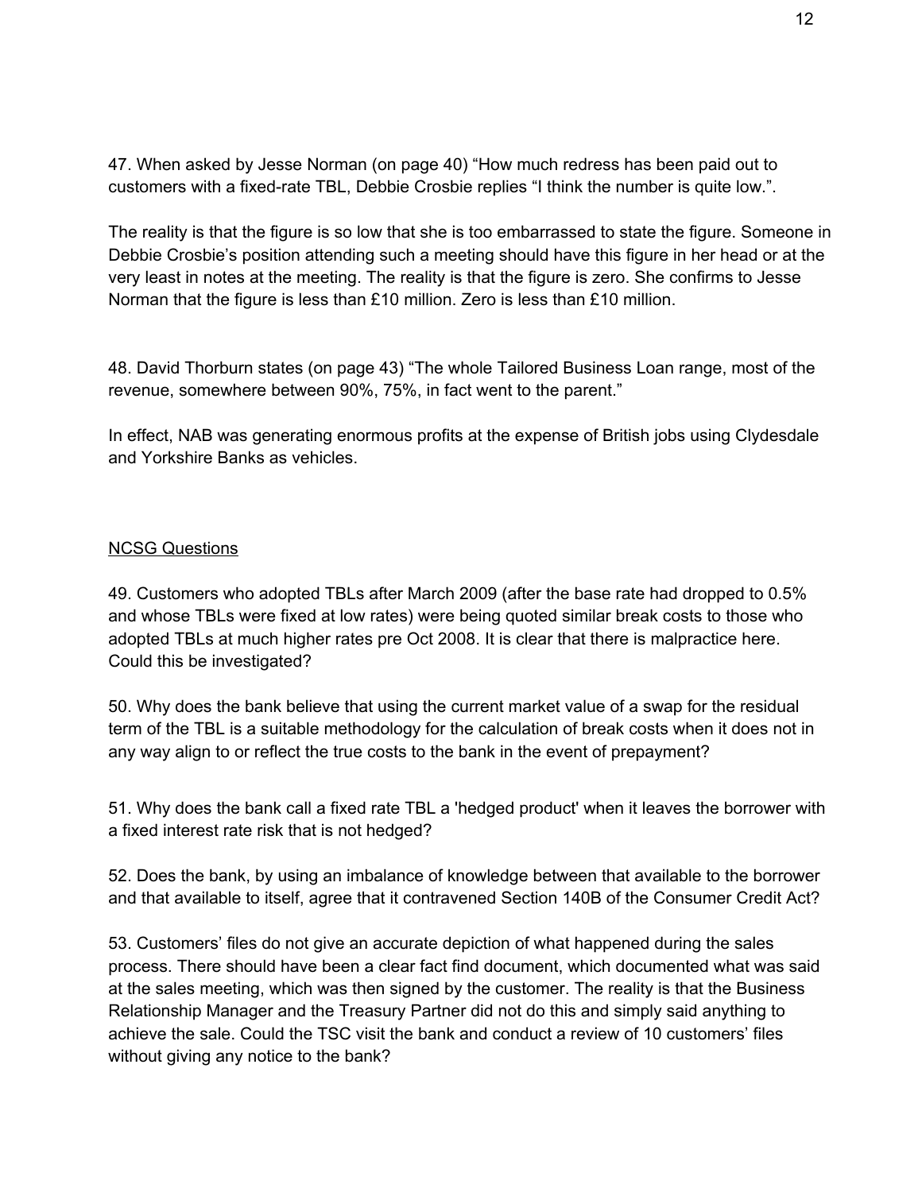47. When asked by Jesse Norman (on page 40) "How much redress has been paid out to customers with a fixed-rate TBL, Debbie Crosbie replies "I think the number is quite low.".

The reality is that the figure is so low that she is too embarrassed to state the figure. Someone in Debbie Crosbie's position attending such a meeting should have this figure in her head or at the very least in notes at the meeting. The reality is that the figure is zero. She confirms to Jesse Norman that the figure is less than £10 million. Zero is less than £10 million.

48. David Thorburn states (on page 43) "The whole Tailored Business Loan range, most of the revenue, somewhere between 90%, 75%, in fact went to the parent."

In effect, NAB was generating enormous profits at the expense of British jobs using Clydesdale and Yorkshire Banks as vehicles.

<u>NCSG Questions</u>

49. Customers who adopted TBLs after March 2009 (after the base rate had dropped to 0.5% and whose TBLs were fixed at low rates) were being quoted similar break costs to those who adopted TBLs at much higher rates pre Oct 2008. It is clear that there is malpractice here. Could this be investigated?

50. Why does the bank believe that using the current market value of a swap for the residual term of the TBL is a suitable methodology for the calculation of break costs when it does not in any way align to or reflect the true costs to the bank in the event of prepayment?

51. Why does the bank call a fixed rate TBL a 'hedged product' when it leaves the borrower with a fixed interest rate risk that is not hedged?

52. Does the bank, by using an imbalance of knowledge between that available to the borrower and that available to itself, agree that it contravened Section 140B of the Consumer Credit Act?

53. Customers' files do not give an accurate depiction of what happened during the sales process. There should have been a clear fact find document, which documented what was said at the sales meeting, which was then signed by the customer. The reality is that the Business Relationship Manager and the Treasury Partner did not do this and simply said anything to achieve the sale. Could the TSC visit the bank and conduct a review of 10 customers' files without giving any notice to the bank?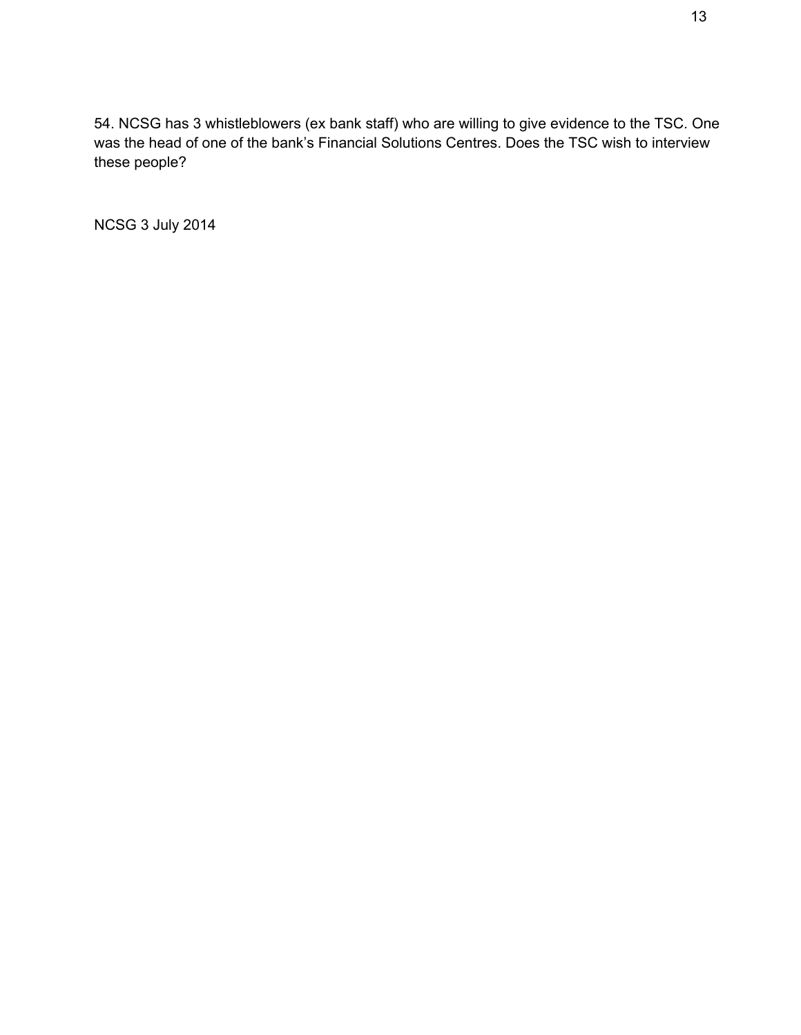54. NCSG has 3 whistleblowers (ex bank staff) who are willing to give evidence to the TSC. One was the head of one of the bank's Financial Solutions Centres. Does the TSC wish to interview these people?

NCSG 3 July 2014